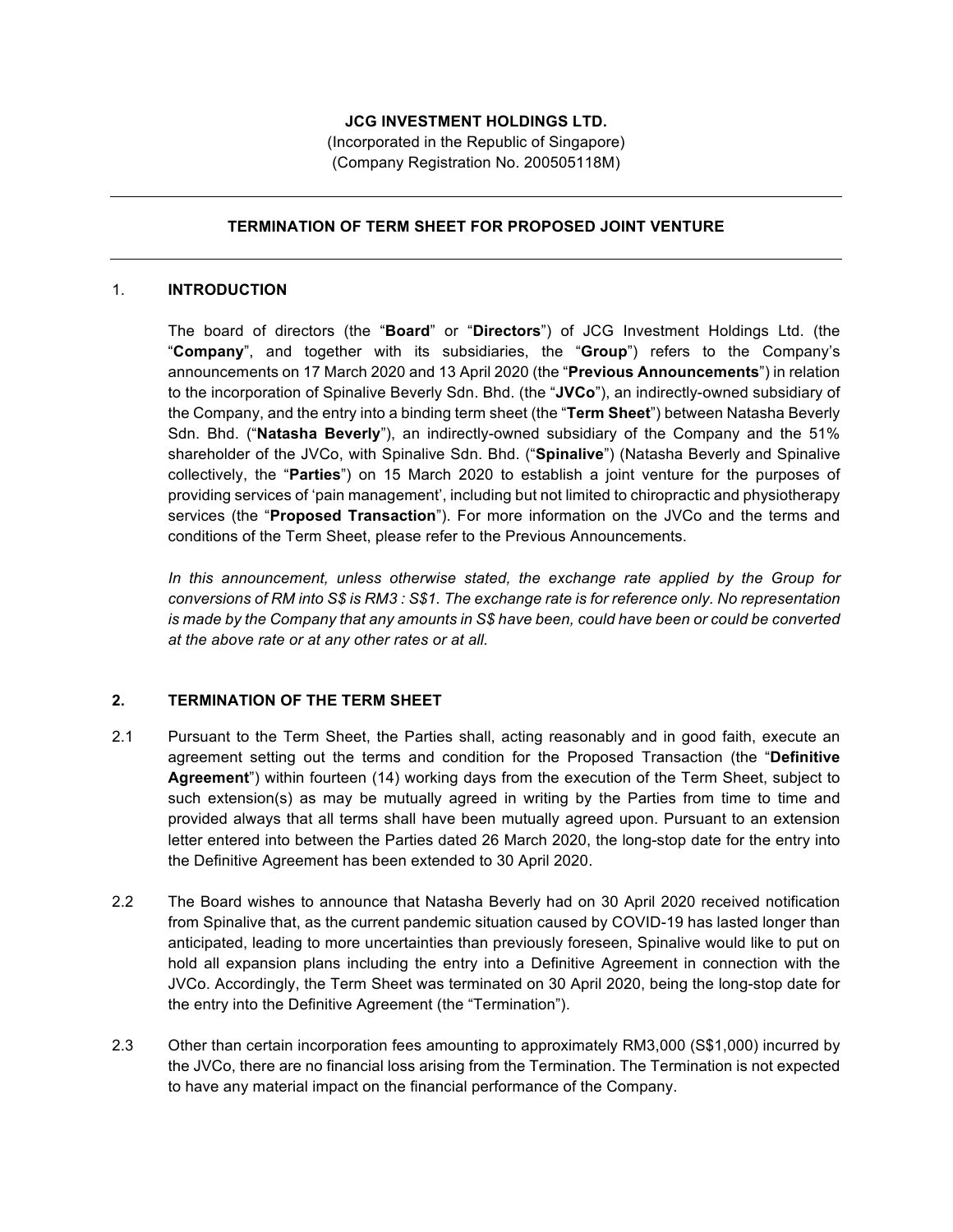**JCG INVESTMENT HOLDINGS LTD.**
(Incorporated in the Republic of Singapore)
(Company Registration No. 200505118M)

---

**TERMINATION OF TERM SHEET FOR PROPOSED JOINT VENTURE**

---

## 1. INTRODUCTION

The board of directors (the "**Board**" or "**Directors**") of JCG Investment Holdings Ltd. (the "**Company**", and together with its subsidiaries, the "**Group**") refers to the Company's announcements on 17 March 2020 and 13 April 2020 (the "**Previous Announcements**") in relation to the incorporation of Spinalive Beverly Sdn. Bhd. (the "**JVCo**"), an indirectly-owned subsidiary of the Company, and the entry into a binding term sheet (the "**Term Sheet**") between Natasha Beverly Sdn. Bhd. ("**Natasha Beverly**"), an indirectly-owned subsidiary of the Company and the 51% shareholder of the JVCo, with Spinalive Sdn. Bhd. ("**Spinalive**") (Natasha Beverly and Spinalive collectively, the "**Parties**") on 15 March 2020 to establish a joint venture for the purposes of providing services of 'pain management', including but not limited to chiropractic and physiotherapy services (the "**Proposed Transaction**"). For more information on the JVCo and the terms and conditions of the Term Sheet, please refer to the Previous Announcements.

*In this announcement, unless otherwise stated, the exchange rate applied by the Group for conversions of RM into S$ is RM3 : S$1. The exchange rate is for reference only. No representation is made by the Company that any amounts in S$ have been, could have been or could be converted at the above rate or at any other rates or at all.*

## 2. TERMINATION OF THE TERM SHEET

2.1 Pursuant to the Term Sheet, the Parties shall, acting reasonably and in good faith, execute an agreement setting out the terms and condition for the Proposed Transaction (the "**Definitive Agreement**") within fourteen (14) working days from the execution of the Term Sheet, subject to such extension(s) as may be mutually agreed in writing by the Parties from time to time and provided always that all terms shall have been mutually agreed upon. Pursuant to an extension letter entered into between the Parties dated 26 March 2020, the long-stop date for the entry into the Definitive Agreement has been extended to 30 April 2020.

2.2 The Board wishes to announce that Natasha Beverly had on 30 April 2020 received notification from Spinalive that, as the current pandemic situation caused by COVID-19 has lasted longer than anticipated, leading to more uncertainties than previously foreseen, Spinalive would like to put on hold all expansion plans including the entry into a Definitive Agreement in connection with the JVCo. Accordingly, the Term Sheet was terminated on 30 April 2020, being the long-stop date for the entry into the Definitive Agreement (the "Termination").

2.3 Other than certain incorporation fees amounting to approximately RM3,000 (S$1,000) incurred by the JVCo, there are no financial loss arising from the Termination. The Termination is not expected to have any material impact on the financial performance of the Company.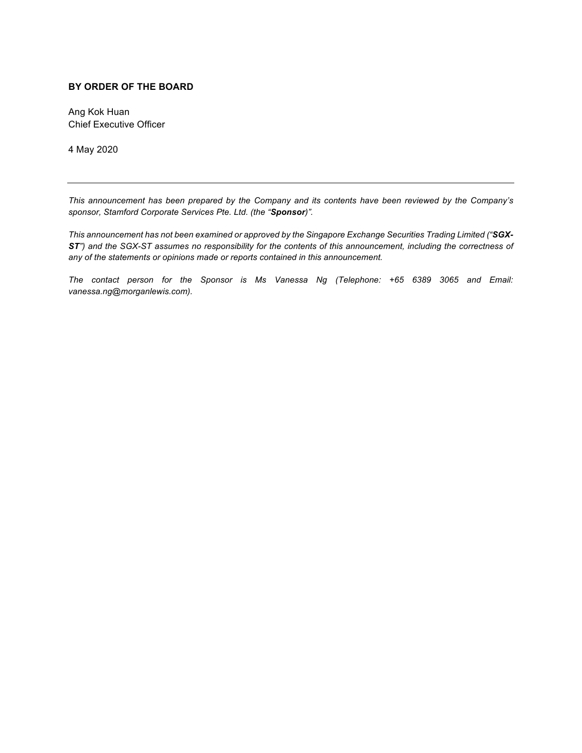**BY ORDER OF THE BOARD**

Ang Kok Huan
Chief Executive Officer

4 May 2020

---

*This announcement has been prepared by the Company and its contents have been reviewed by the Company's sponsor, Stamford Corporate Services Pte. Ltd. (the "**Sponsor**)".*

*This announcement has not been examined or approved by the Singapore Exchange Securities Trading Limited ("**SGX-ST**") and the SGX-ST assumes no responsibility for the contents of this announcement, including the correctness of any of the statements or opinions made or reports contained in this announcement.*

*The contact person for the Sponsor is Ms Vanessa Ng (Telephone: +65 6389 3065 and Email: vanessa.ng@morganlewis.com).*